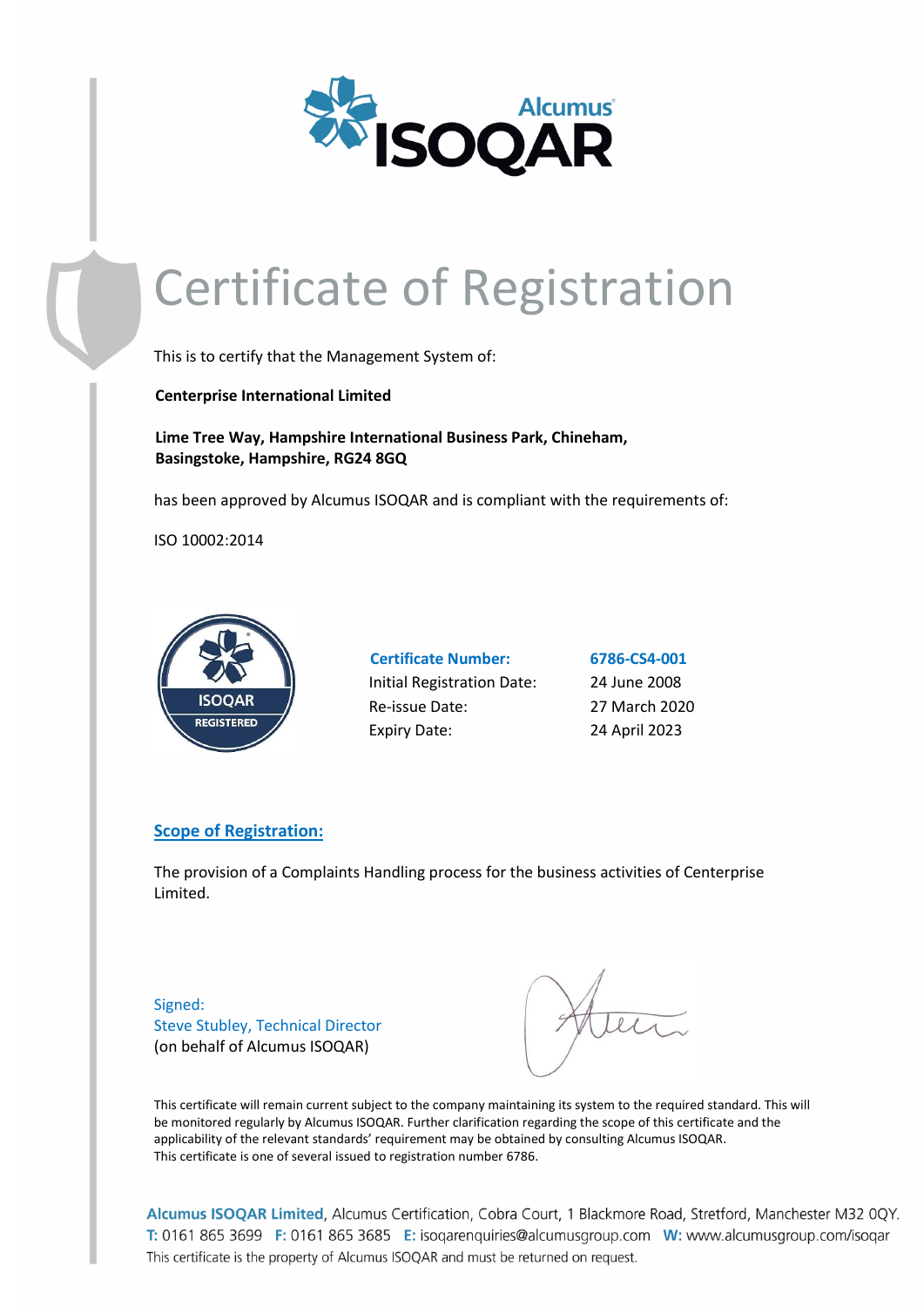# Certificate of Registration

This is to certify that the Management System of:

**Centerprise International Limited**

**Lime Tree Way, Hampshire International Business Park, Chineham, Basingstoke, Hampshire, RG24 8GQ**

has been approved by Alcumus ISOQAR and is compliant with the requirements of:

ISO 10002:2014

| **Certificate Number:** | **6786-CS4-001** |
|---|---|
| Initial Registration Date: | 24 June 2008 |
| Re-issue Date: | 27 March 2020 |
| Expiry Date: | 24 April 2023 |

## Scope of Registration:

The provision of a Complaints Handling process for the business activities of Centerprise Limited.

Signed:
Steve Stubley, Technical Director
(on behalf of Alcumus ISOQAR)

This certificate will remain current subject to the company maintaining its system to the required standard. This will be monitored regularly by Alcumus ISOQAR. Further clarification regarding the scope of this certificate and the applicability of the relevant standards' requirement may be obtained by consulting Alcumus ISOQAR.
This certificate is one of several issued to registration number 6786.

**Alcumus ISOQAR Limited**, Alcumus Certification, Cobra Court, 1 Blackmore Road, Stretford, Manchester M32 0QY.
T: 0161 865 3699 F: 0161 865 3685 E: isoqarenquiries@alcumusgroup.com W: www.alcumusgroup.com/isoqar
This certificate is the property of Alcumus ISOQAR and must be returned on request.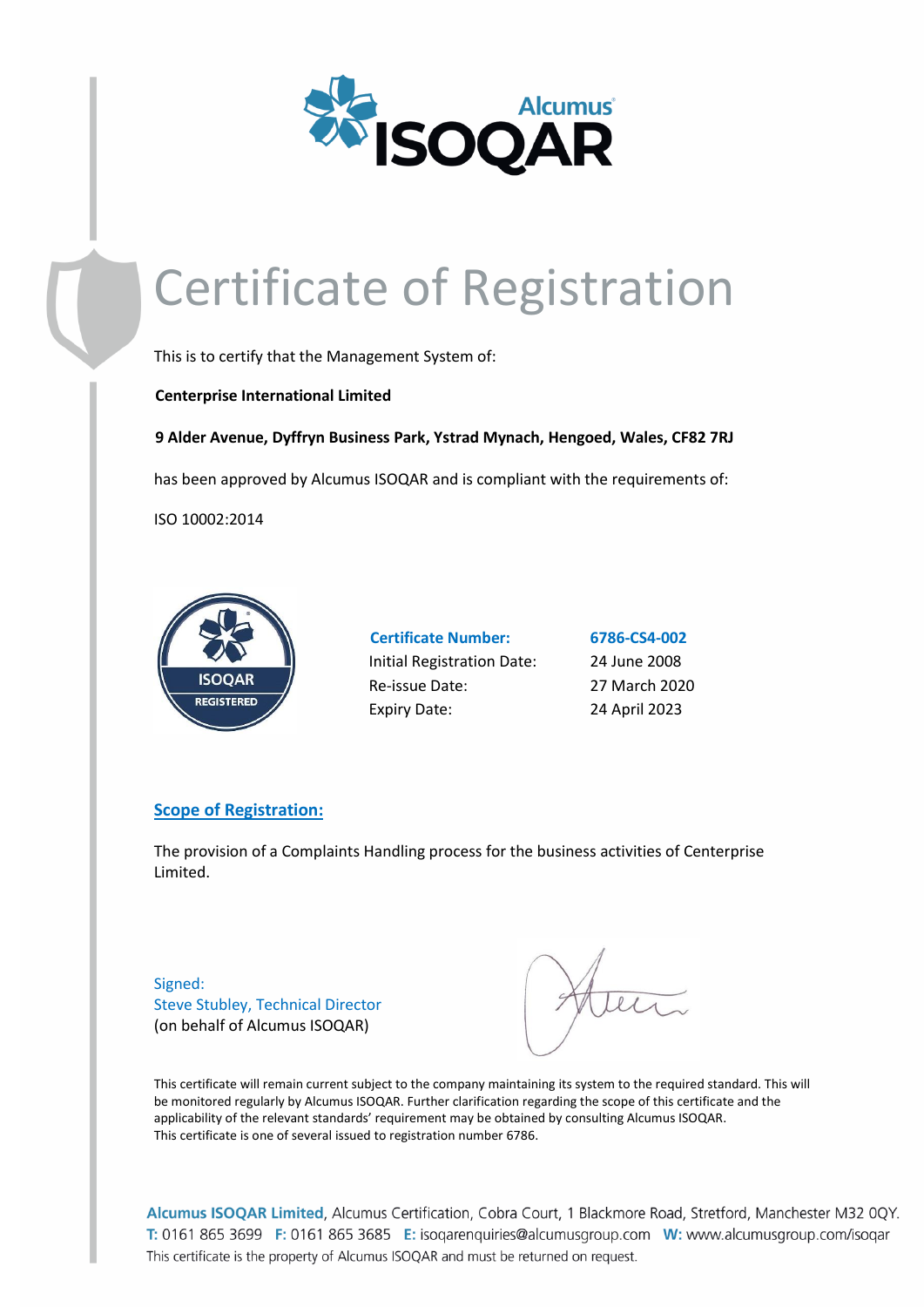# Certificate of Registration

This is to certify that the Management System of:

**Centerprise International Limited**

**9 Alder Avenue, Dyffryn Business Park, Ystrad Mynach, Hengoed, Wales, CF82 7RJ**

has been approved by Alcumus ISOQAR and is compliant with the requirements of:

ISO 10002:2014

| | |
|---|---|
| **Certificate Number:** | **6786-CS4-002** |
| Initial Registration Date: | 24 June 2008 |
| Re-issue Date: | 27 March 2020 |
| Expiry Date: | 24 April 2023 |

## Scope of Registration:

The provision of a Complaints Handling process for the business activities of Centerprise Limited.

Signed:
Steve Stubley, Technical Director
(on behalf of Alcumus ISOQAR)

This certificate will remain current subject to the company maintaining its system to the required standard. This will be monitored regularly by Alcumus ISOQAR. Further clarification regarding the scope of this certificate and the applicability of the relevant standards' requirement may be obtained by consulting Alcumus ISOQAR.
This certificate is one of several issued to registration number 6786.

**Alcumus ISOQAR Limited**, Alcumus Certification, Cobra Court, 1 Blackmore Road, Stretford, Manchester M32 0QY.
**T:** 0161 865 3699 **F:** 0161 865 3685 **E:** isoqarenquiries@alcumusgroup.com **W:** www.alcumusgroup.com/isoqar
This certificate is the property of Alcumus ISOQAR and must be returned on request.